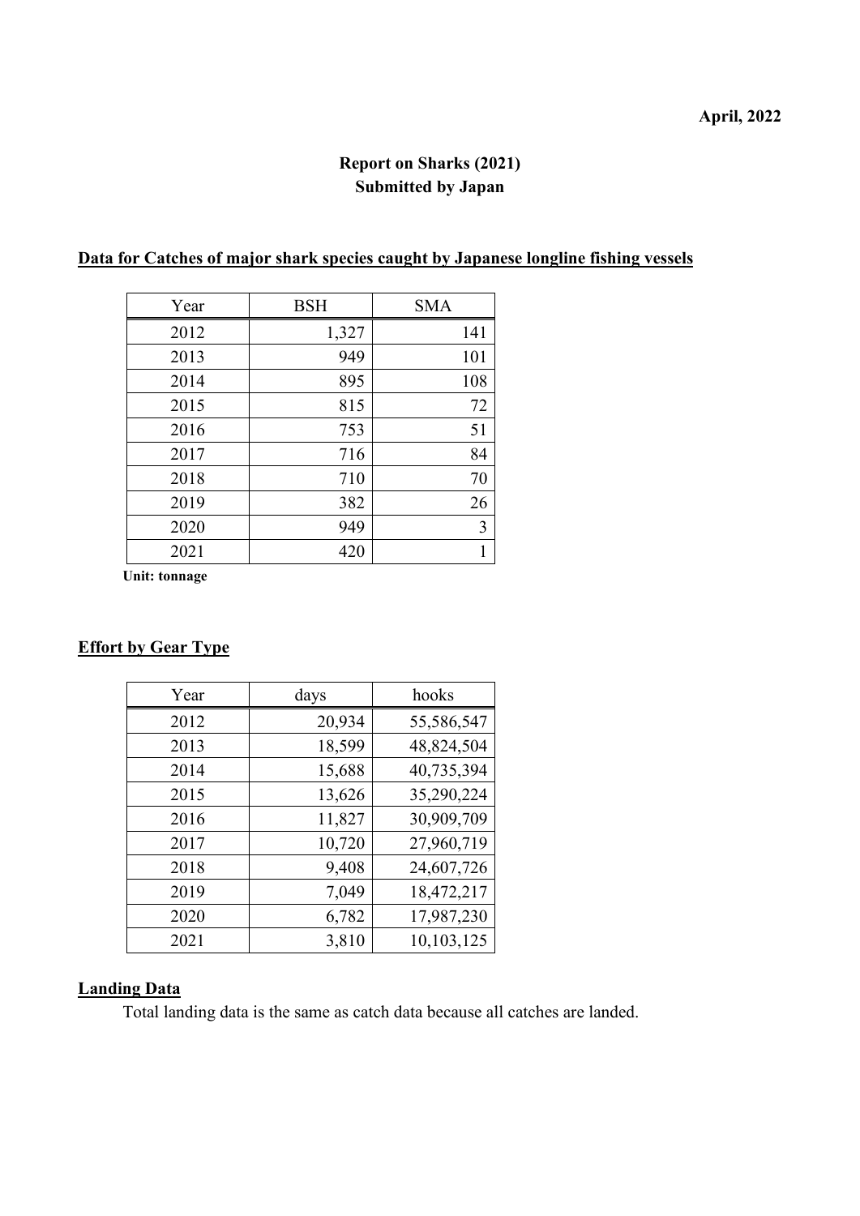April, 2022

# Report on Sharks (2021)
## Submitted by Japan

### Data for Catches of major shark species caught by Japanese longline fishing vessels

| Year | BSH | SMA |
|---|---|---|
| 2012 | 1,327 | 141 |
| 2013 | 949 | 101 |
| 2014 | 895 | 108 |
| 2015 | 815 | 72 |
| 2016 | 753 | 51 |
| 2017 | 716 | 84 |
| 2018 | 710 | 70 |
| 2019 | 382 | 26 |
| 2020 | 949 | 3 |
| 2021 | 420 | 1 |

**Unit: tonnage**

### Effort by Gear Type

| Year | days | hooks |
|---|---|---|
| 2012 | 20,934 | 55,586,547 |
| 2013 | 18,599 | 48,824,504 |
| 2014 | 15,688 | 40,735,394 |
| 2015 | 13,626 | 35,290,224 |
| 2016 | 11,827 | 30,909,709 |
| 2017 | 10,720 | 27,960,719 |
| 2018 | 9,408 | 24,607,726 |
| 2019 | 7,049 | 18,472,217 |
| 2020 | 6,782 | 17,987,230 |
| 2021 | 3,810 | 10,103,125 |

### Landing Data

Total landing data is the same as catch data because all catches are landed.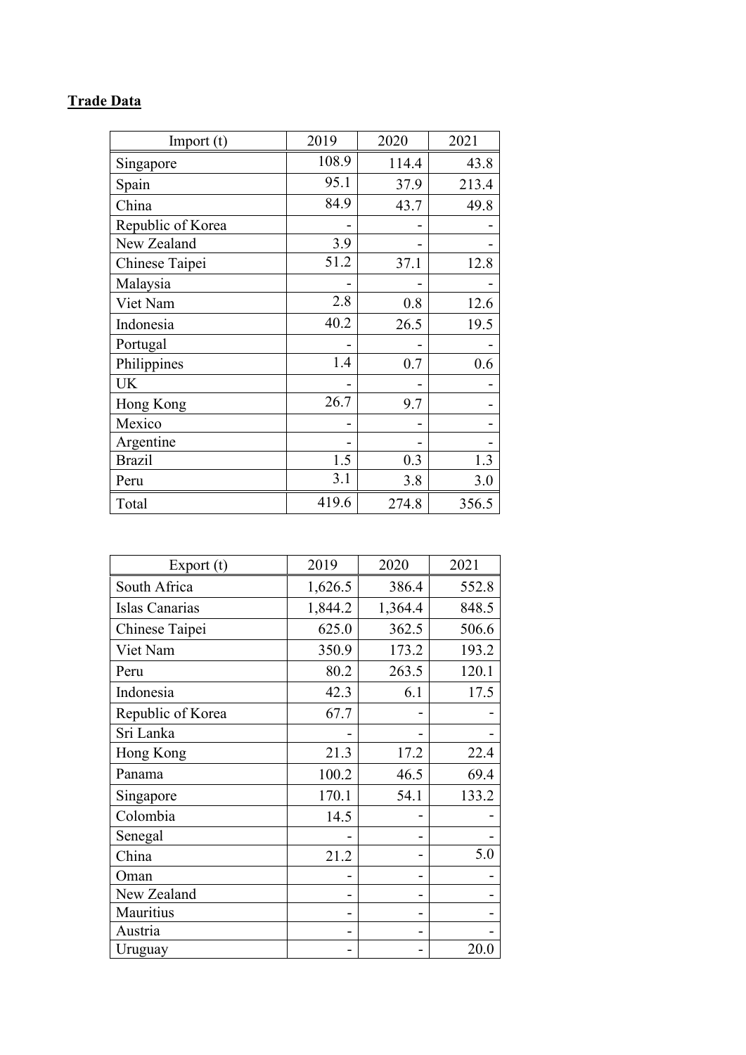**Trade Data**

| Import (t) | 2019 | 2020 | 2021 |
|---|---|---|---|
| Singapore | 108.9 | 114.4 | 43.8 |
| Spain | 95.1 | 37.9 | 213.4 |
| China | 84.9 | 43.7 | 49.8 |
| Republic of Korea | - | - | - |
| New Zealand | 3.9 | - | - |
| Chinese Taipei | 51.2 | 37.1 | 12.8 |
| Malaysia | - | - | - |
| Viet Nam | 2.8 | 0.8 | 12.6 |
| Indonesia | 40.2 | 26.5 | 19.5 |
| Portugal | - | - | - |
| Philippines | 1.4 | 0.7 | 0.6 |
| UK | - | - | - |
| Hong Kong | 26.7 | 9.7 | - |
| Mexico | - | - | - |
| Argentine | - | - | - |
| Brazil | 1.5 | 0.3 | 1.3 |
| Peru | 3.1 | 3.8 | 3.0 |
| Total | 419.6 | 274.8 | 356.5 |

| Export (t) | 2019 | 2020 | 2021 |
|---|---|---|---|
| South Africa | 1,626.5 | 386.4 | 552.8 |
| Islas Canarias | 1,844.2 | 1,364.4 | 848.5 |
| Chinese Taipei | 625.0 | 362.5 | 506.6 |
| Viet Nam | 350.9 | 173.2 | 193.2 |
| Peru | 80.2 | 263.5 | 120.1 |
| Indonesia | 42.3 | 6.1 | 17.5 |
| Republic of Korea | 67.7 | - | - |
| Sri Lanka | - | - | - |
| Hong Kong | 21.3 | 17.2 | 22.4 |
| Panama | 100.2 | 46.5 | 69.4 |
| Singapore | 170.1 | 54.1 | 133.2 |
| Colombia | 14.5 | - | - |
| Senegal | - | - | - |
| China | 21.2 | - | 5.0 |
| Oman | - | - | - |
| New Zealand | - | - | - |
| Mauritius | - | - | - |
| Austria | - | - | - |
| Uruguay | - | - | 20.0 |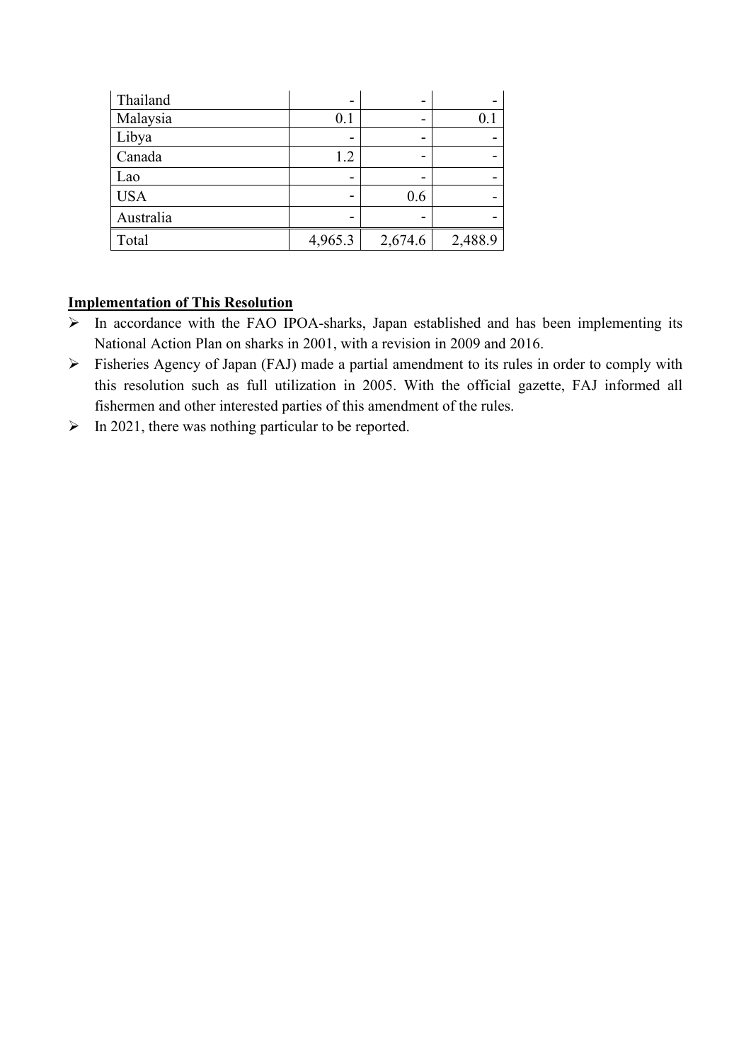| | | | |
|---|---|---|---|
| Thailand | - | - | - |
| Malaysia | 0.1 | - | 0.1 |
| Libya | - | - | - |
| Canada | 1.2 | - | - |
| Lao | - | - | - |
| USA | - | 0.6 | - |
| Australia | - | - | - |
| Total | 4,965.3 | 2,674.6 | 2,488.9 |

**Implementation of This Resolution**

- In accordance with the FAO IPOA-sharks, Japan established and has been implementing its National Action Plan on sharks in 2001, with a revision in 2009 and 2016.
- Fisheries Agency of Japan (FAJ) made a partial amendment to its rules in order to comply with this resolution such as full utilization in 2005. With the official gazette, FAJ informed all fishermen and other interested parties of this amendment of the rules.
- In 2021, there was nothing particular to be reported.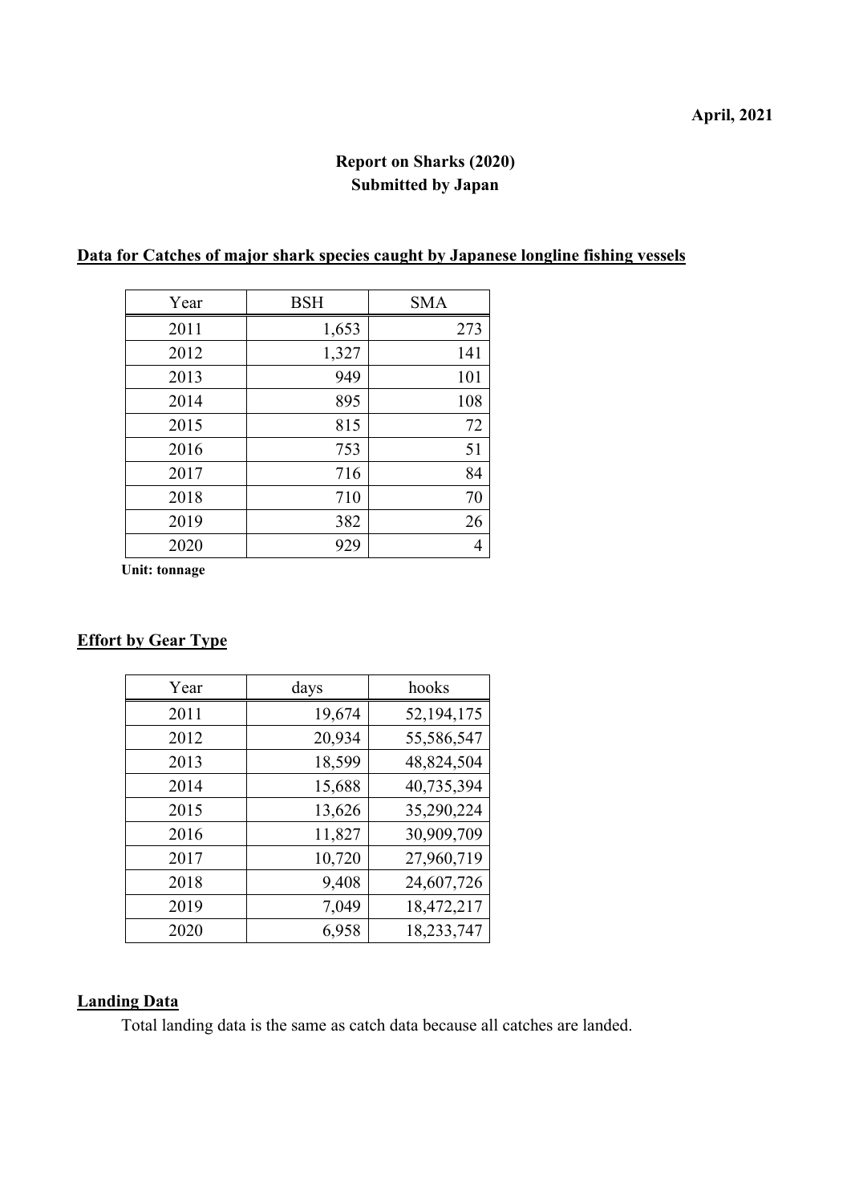**April, 2021**

# Report on Sharks (2020)
# Submitted by Japan

## Data for Catches of major shark species caught by Japanese longline fishing vessels

| Year | BSH | SMA |
|---|---|---|
| 2011 | 1,653 | 273 |
| 2012 | 1,327 | 141 |
| 2013 | 949 | 101 |
| 2014 | 895 | 108 |
| 2015 | 815 | 72 |
| 2016 | 753 | 51 |
| 2017 | 716 | 84 |
| 2018 | 710 | 70 |
| 2019 | 382 | 26 |
| 2020 | 929 | 4 |

**Unit: tonnage**

## Effort by Gear Type

| Year | days | hooks |
|---|---|---|
| 2011 | 19,674 | 52,194,175 |
| 2012 | 20,934 | 55,586,547 |
| 2013 | 18,599 | 48,824,504 |
| 2014 | 15,688 | 40,735,394 |
| 2015 | 13,626 | 35,290,224 |
| 2016 | 11,827 | 30,909,709 |
| 2017 | 10,720 | 27,960,719 |
| 2018 | 9,408 | 24,607,726 |
| 2019 | 7,049 | 18,472,217 |
| 2020 | 6,958 | 18,233,747 |

## Landing Data

Total landing data is the same as catch data because all catches are landed.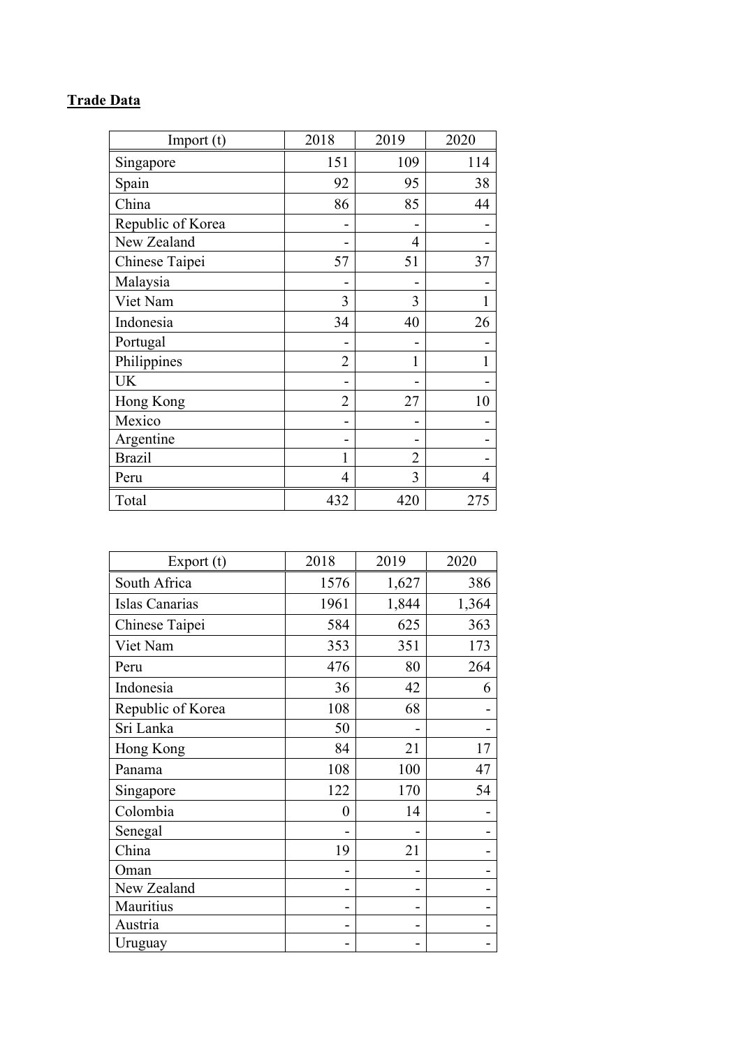**Trade Data**

| Import (t) | 2018 | 2019 | 2020 |
|---|---|---|---|
| Singapore | 151 | 109 | 114 |
| Spain | 92 | 95 | 38 |
| China | 86 | 85 | 44 |
| Republic of Korea | - | - | - |
| New Zealand | - | 4 | - |
| Chinese Taipei | 57 | 51 | 37 |
| Malaysia | - | - | - |
| Viet Nam | 3 | 3 | 1 |
| Indonesia | 34 | 40 | 26 |
| Portugal | - | - | - |
| Philippines | 2 | 1 | 1 |
| UK | - | - | - |
| Hong Kong | 2 | 27 | 10 |
| Mexico | - | - | - |
| Argentine | - | - | - |
| Brazil | 1 | 2 | - |
| Peru | 4 | 3 | 4 |
| Total | 432 | 420 | 275 |

| Export (t) | 2018 | 2019 | 2020 |
|---|---|---|---|
| South Africa | 1576 | 1,627 | 386 |
| Islas Canarias | 1961 | 1,844 | 1,364 |
| Chinese Taipei | 584 | 625 | 363 |
| Viet Nam | 353 | 351 | 173 |
| Peru | 476 | 80 | 264 |
| Indonesia | 36 | 42 | 6 |
| Republic of Korea | 108 | 68 | - |
| Sri Lanka | 50 | - | - |
| Hong Kong | 84 | 21 | 17 |
| Panama | 108 | 100 | 47 |
| Singapore | 122 | 170 | 54 |
| Colombia | 0 | 14 | - |
| Senegal | - | - | - |
| China | 19 | 21 | - |
| Oman | - | - | - |
| New Zealand | - | - | - |
| Mauritius | - | - | - |
| Austria | - | - | - |
| Uruguay | - | - | - |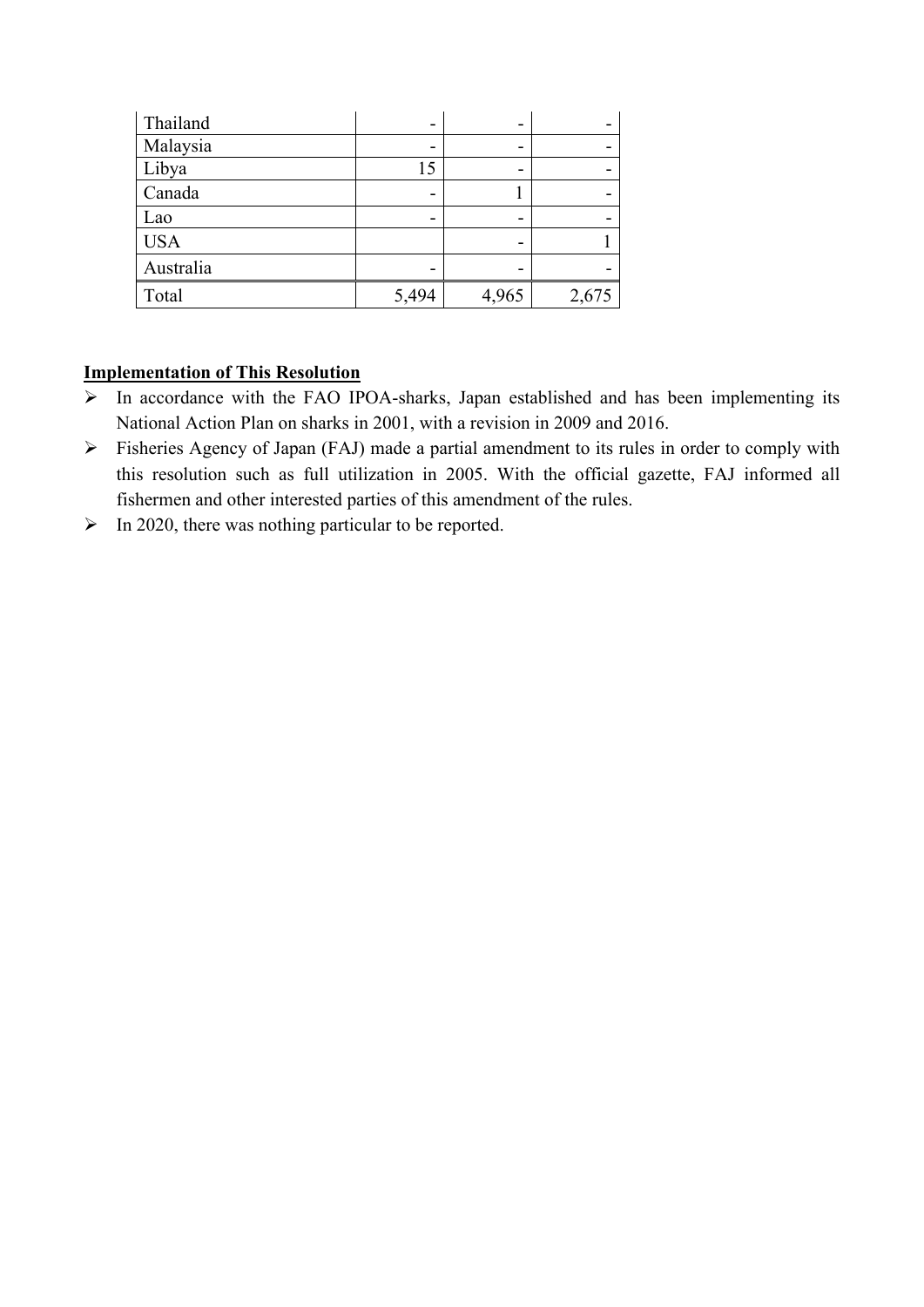| | | | |
|---|---|---|---|
| Thailand | - | - | - |
| Malaysia | - | - | - |
| Libya | 15 | - | - |
| Canada | - | 1 | - |
| Lao | - | - | - |
| USA | | - | 1 |
| Australia | - | - | - |
| Total | 5,494 | 4,965 | 2,675 |

**Implementation of This Resolution**

- In accordance with the FAO IPOA-sharks, Japan established and has been implementing its National Action Plan on sharks in 2001, with a revision in 2009 and 2016.
- Fisheries Agency of Japan (FAJ) made a partial amendment to its rules in order to comply with this resolution such as full utilization in 2005. With the official gazette, FAJ informed all fishermen and other interested parties of this amendment of the rules.
- In 2020, there was nothing particular to be reported.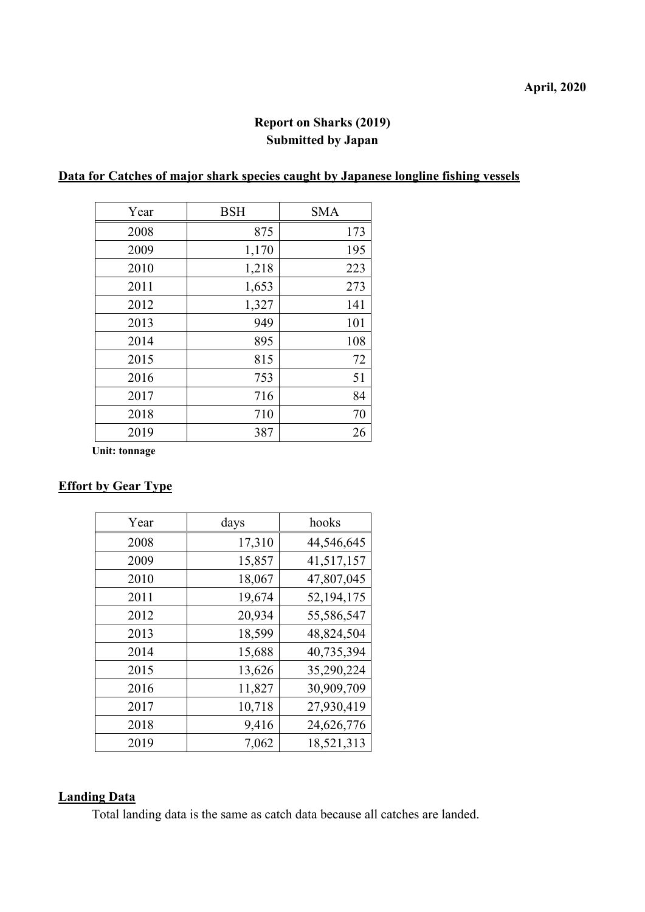April, 2020

## Report on Sharks (2019)
## Submitted by Japan

### Data for Catches of major shark species caught by Japanese longline fishing vessels

| Year | BSH | SMA |
|---|---|---|
| 2008 | 875 | 173 |
| 2009 | 1,170 | 195 |
| 2010 | 1,218 | 223 |
| 2011 | 1,653 | 273 |
| 2012 | 1,327 | 141 |
| 2013 | 949 | 101 |
| 2014 | 895 | 108 |
| 2015 | 815 | 72 |
| 2016 | 753 | 51 |
| 2017 | 716 | 84 |
| 2018 | 710 | 70 |
| 2019 | 387 | 26 |

**Unit: tonnage**

### Effort by Gear Type

| Year | days | hooks |
|---|---|---|
| 2008 | 17,310 | 44,546,645 |
| 2009 | 15,857 | 41,517,157 |
| 2010 | 18,067 | 47,807,045 |
| 2011 | 19,674 | 52,194,175 |
| 2012 | 20,934 | 55,586,547 |
| 2013 | 18,599 | 48,824,504 |
| 2014 | 15,688 | 40,735,394 |
| 2015 | 13,626 | 35,290,224 |
| 2016 | 11,827 | 30,909,709 |
| 2017 | 10,718 | 27,930,419 |
| 2018 | 9,416 | 24,626,776 |
| 2019 | 7,062 | 18,521,313 |

### Landing Data

Total landing data is the same as catch data because all catches are landed.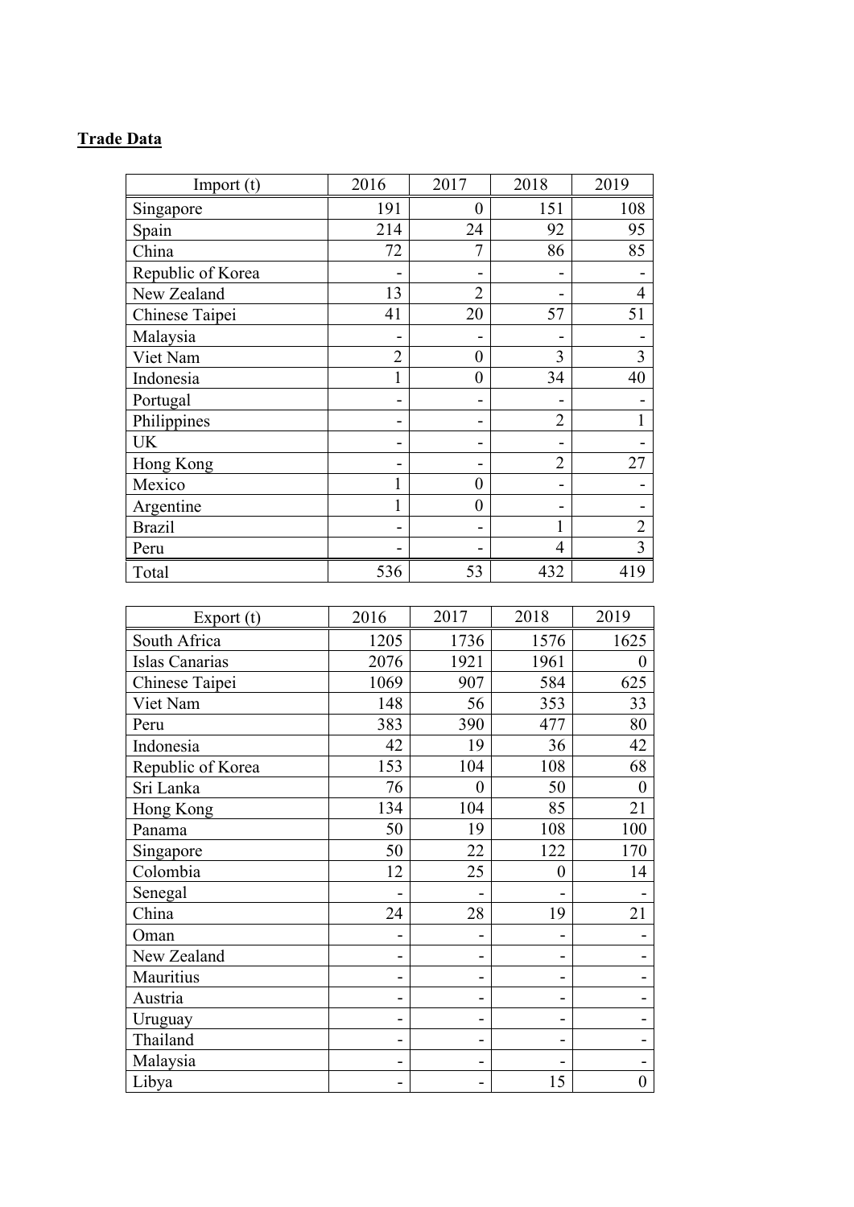**Trade Data**

| Import (t) | 2016 | 2017 | 2018 | 2019 |
|---|---|---|---|---|
| Singapore | 191 | 0 | 151 | 108 |
| Spain | 214 | 24 | 92 | 95 |
| China | 72 | 7 | 86 | 85 |
| Republic of Korea | - | - | - | - |
| New Zealand | 13 | 2 | - | 4 |
| Chinese Taipei | 41 | 20 | 57 | 51 |
| Malaysia | - | - | - | - |
| Viet Nam | 2 | 0 | 3 | 3 |
| Indonesia | 1 | 0 | 34 | 40 |
| Portugal | - | - | - | - |
| Philippines | - | - | 2 | 1 |
| UK | - | - | - | - |
| Hong Kong | - | - | 2 | 27 |
| Mexico | 1 | 0 | - | - |
| Argentine | 1 | 0 | - | - |
| Brazil | - | - | 1 | 2 |
| Peru | - | - | 4 | 3 |
| Total | 536 | 53 | 432 | 419 |

| Export (t) | 2016 | 2017 | 2018 | 2019 |
|---|---|---|---|---|
| South Africa | 1205 | 1736 | 1576 | 1625 |
| Islas Canarias | 2076 | 1921 | 1961 | 0 |
| Chinese Taipei | 1069 | 907 | 584 | 625 |
| Viet Nam | 148 | 56 | 353 | 33 |
| Peru | 383 | 390 | 477 | 80 |
| Indonesia | 42 | 19 | 36 | 42 |
| Republic of Korea | 153 | 104 | 108 | 68 |
| Sri Lanka | 76 | 0 | 50 | 0 |
| Hong Kong | 134 | 104 | 85 | 21 |
| Panama | 50 | 19 | 108 | 100 |
| Singapore | 50 | 22 | 122 | 170 |
| Colombia | 12 | 25 | 0 | 14 |
| Senegal | - | - | - | - |
| China | 24 | 28 | 19 | 21 |
| Oman | - | - | - | - |
| New Zealand | - | - | - | - |
| Mauritius | - | - | - | - |
| Austria | - | - | - | - |
| Uruguay | - | - | - | - |
| Thailand | - | - | - | - |
| Malaysia | - | - | - | - |
| Libya | - | - | 15 | 0 |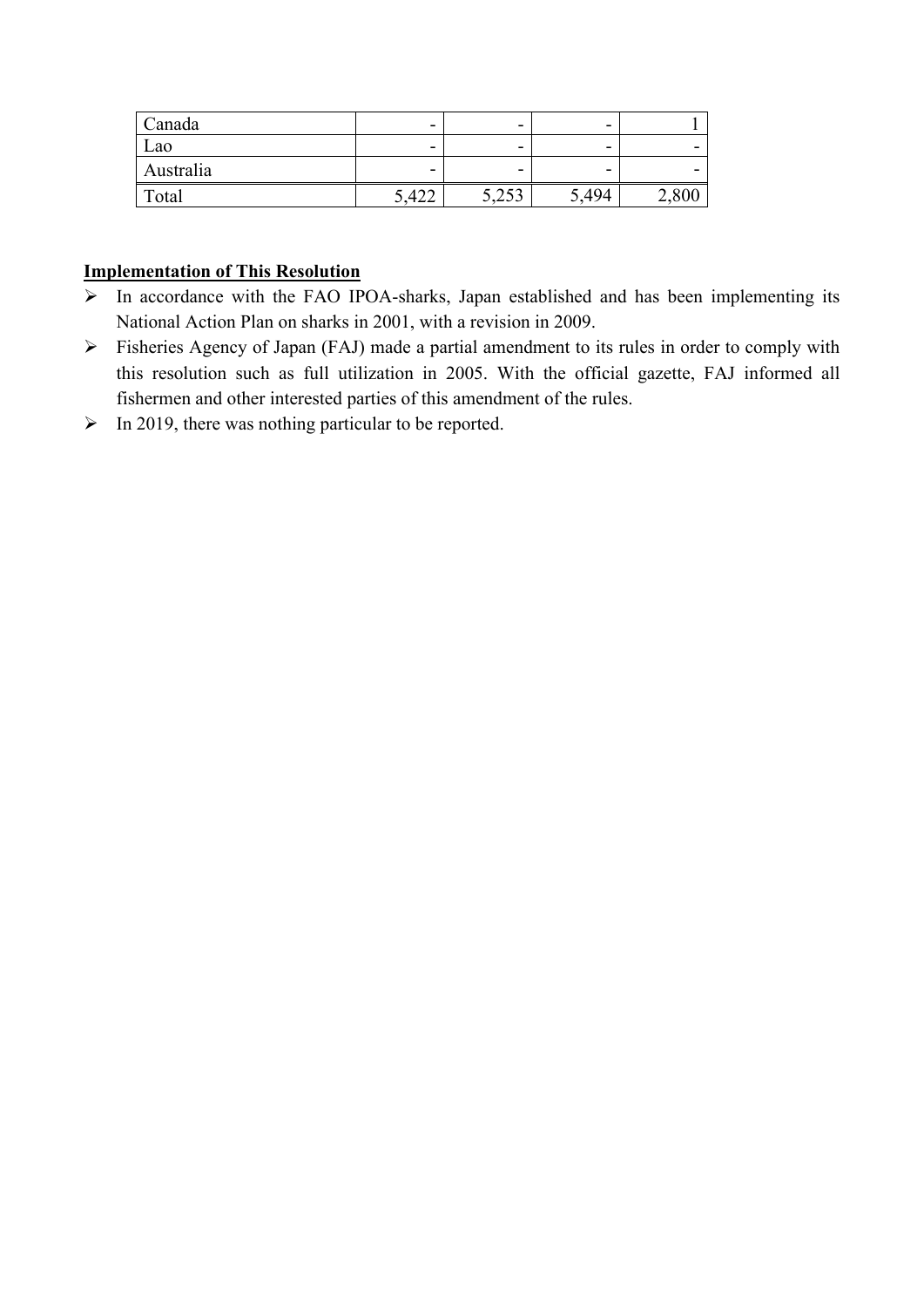| | | | | |
|---|---|---|---|---|
| Canada | - | - | - | 1 |
| Lao | - | - | - | - |
| Australia | - | - | - | - |
| Total | 5,422 | 5,253 | 5,494 | 2,800 |

**Implementation of This Resolution**

- In accordance with the FAO IPOA-sharks, Japan established and has been implementing its National Action Plan on sharks in 2001, with a revision in 2009.
- Fisheries Agency of Japan (FAJ) made a partial amendment to its rules in order to comply with this resolution such as full utilization in 2005. With the official gazette, FAJ informed all fishermen and other interested parties of this amendment of the rules.
- In 2019, there was nothing particular to be reported.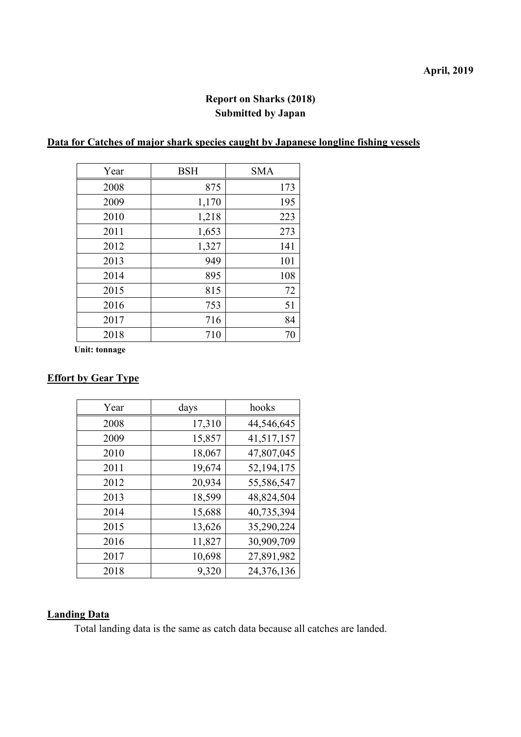**April, 2019**

# Report on Sharks (2018)
# Submitted by Japan

## Data for Catches of major shark species caught by Japanese longline fishing vessels

| Year | BSH | SMA |
|---|---|---|
| 2008 | 875 | 173 |
| 2009 | 1,170 | 195 |
| 2010 | 1,218 | 223 |
| 2011 | 1,653 | 273 |
| 2012 | 1,327 | 141 |
| 2013 | 949 | 101 |
| 2014 | 895 | 108 |
| 2015 | 815 | 72 |
| 2016 | 753 | 51 |
| 2017 | 716 | 84 |
| 2018 | 710 | 70 |

**Unit: tonnage**

## Effort by Gear Type

| Year | days | hooks |
|---|---|---|
| 2008 | 17,310 | 44,546,645 |
| 2009 | 15,857 | 41,517,157 |
| 2010 | 18,067 | 47,807,045 |
| 2011 | 19,674 | 52,194,175 |
| 2012 | 20,934 | 55,586,547 |
| 2013 | 18,599 | 48,824,504 |
| 2014 | 15,688 | 40,735,394 |
| 2015 | 13,626 | 35,290,224 |
| 2016 | 11,827 | 30,909,709 |
| 2017 | 10,698 | 27,891,982 |
| 2018 | 9,320 | 24,376,136 |

## Landing Data

Total landing data is the same as catch data because all catches are landed.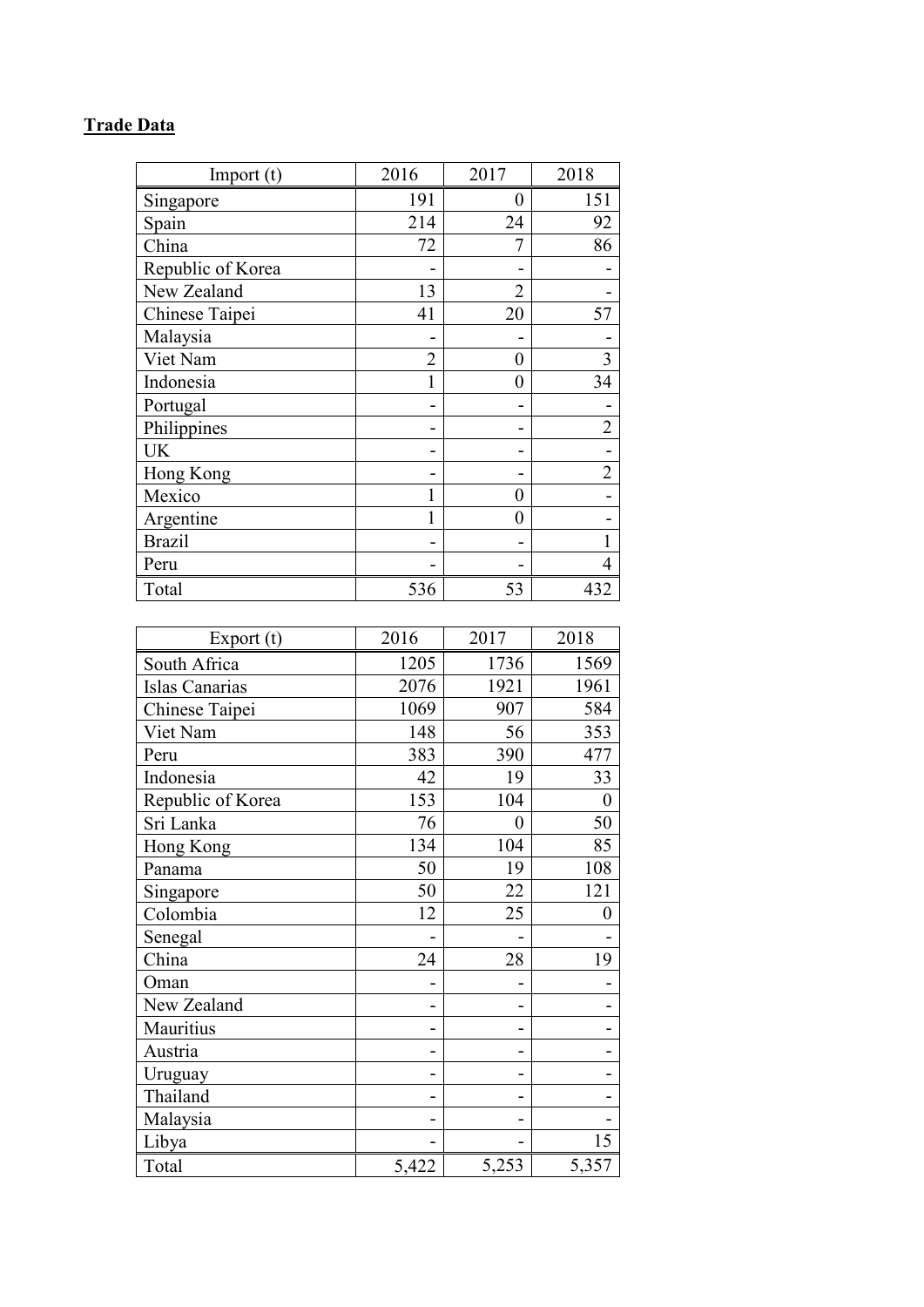**Trade Data**

| Import (t) | 2016 | 2017 | 2018 |
|---|---|---|---|
| Singapore | 191 | 0 | 151 |
| Spain | 214 | 24 | 92 |
| China | 72 | 7 | 86 |
| Republic of Korea | - | - | - |
| New Zealand | 13 | 2 | - |
| Chinese Taipei | 41 | 20 | 57 |
| Malaysia | - | - | - |
| Viet Nam | 2 | 0 | 3 |
| Indonesia | 1 | 0 | 34 |
| Portugal | - | - | - |
| Philippines | - | - | 2 |
| UK | - | - | - |
| Hong Kong | - | - | 2 |
| Mexico | 1 | 0 | - |
| Argentine | 1 | 0 | - |
| Brazil | - | - | 1 |
| Peru | - | - | 4 |
| Total | 536 | 53 | 432 |

| Export (t) | 2016 | 2017 | 2018 |
|---|---|---|---|
| South Africa | 1205 | 1736 | 1569 |
| Islas Canarias | 2076 | 1921 | 1961 |
| Chinese Taipei | 1069 | 907 | 584 |
| Viet Nam | 148 | 56 | 353 |
| Peru | 383 | 390 | 477 |
| Indonesia | 42 | 19 | 33 |
| Republic of Korea | 153 | 104 | 0 |
| Sri Lanka | 76 | 0 | 50 |
| Hong Kong | 134 | 104 | 85 |
| Panama | 50 | 19 | 108 |
| Singapore | 50 | 22 | 121 |
| Colombia | 12 | 25 | 0 |
| Senegal | - | - | - |
| China | 24 | 28 | 19 |
| Oman | - | - | - |
| New Zealand | - | - | - |
| Mauritius | - | - | - |
| Austria | - | - | - |
| Uruguay | - | - | - |
| Thailand | - | - | - |
| Malaysia | - | - | - |
| Libya | - | - | 15 |
| Total | 5,422 | 5,253 | 5,357 |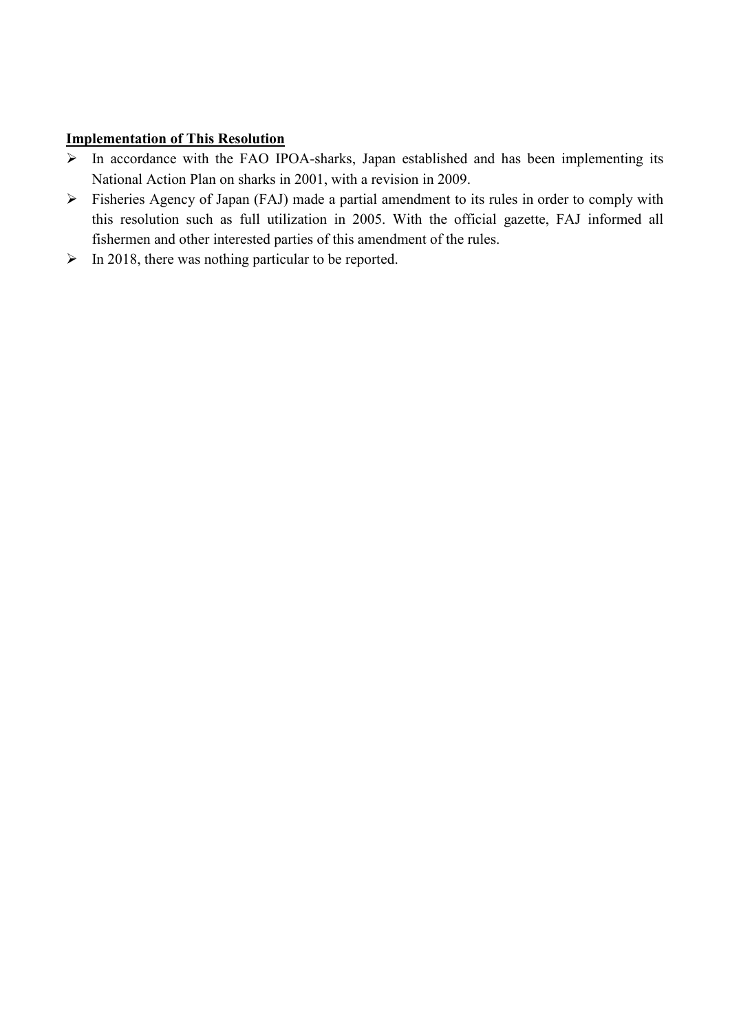**Implementation of This Resolution**

- In accordance with the FAO IPOA-sharks, Japan established and has been implementing its National Action Plan on sharks in 2001, with a revision in 2009.
- Fisheries Agency of Japan (FAJ) made a partial amendment to its rules in order to comply with this resolution such as full utilization in 2005. With the official gazette, FAJ informed all fishermen and other interested parties of this amendment of the rules.
- In 2018, there was nothing particular to be reported.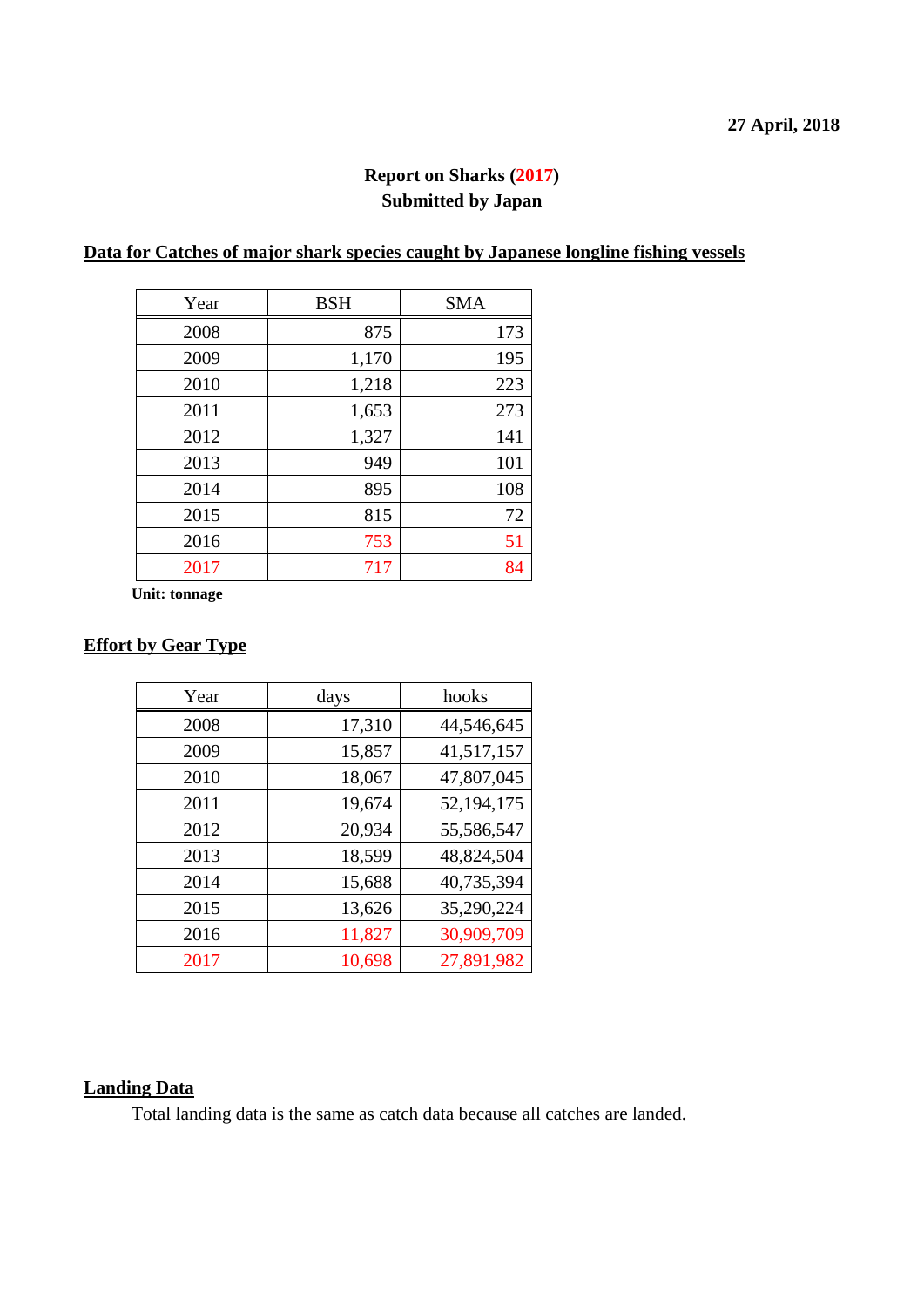27 April, 2018

**Report on Sharks (2017)**
**Submitted by Japan**

## Data for Catches of major shark species caught by Japanese longline fishing vessels

| Year | BSH | SMA |
|---|---|---|
| 2008 | 875 | 173 |
| 2009 | 1,170 | 195 |
| 2010 | 1,218 | 223 |
| 2011 | 1,653 | 273 |
| 2012 | 1,327 | 141 |
| 2013 | 949 | 101 |
| 2014 | 895 | 108 |
| 2015 | 815 | 72 |
| 2016 | 753 | 51 |
| 2017 | 717 | 84 |

**Unit: tonnage**

## Effort by Gear Type

| Year | days | hooks |
|---|---|---|
| 2008 | 17,310 | 44,546,645 |
| 2009 | 15,857 | 41,517,157 |
| 2010 | 18,067 | 47,807,045 |
| 2011 | 19,674 | 52,194,175 |
| 2012 | 20,934 | 55,586,547 |
| 2013 | 18,599 | 48,824,504 |
| 2014 | 15,688 | 40,735,394 |
| 2015 | 13,626 | 35,290,224 |
| 2016 | 11,827 | 30,909,709 |
| 2017 | 10,698 | 27,891,982 |

## Landing Data

Total landing data is the same as catch data because all catches are landed.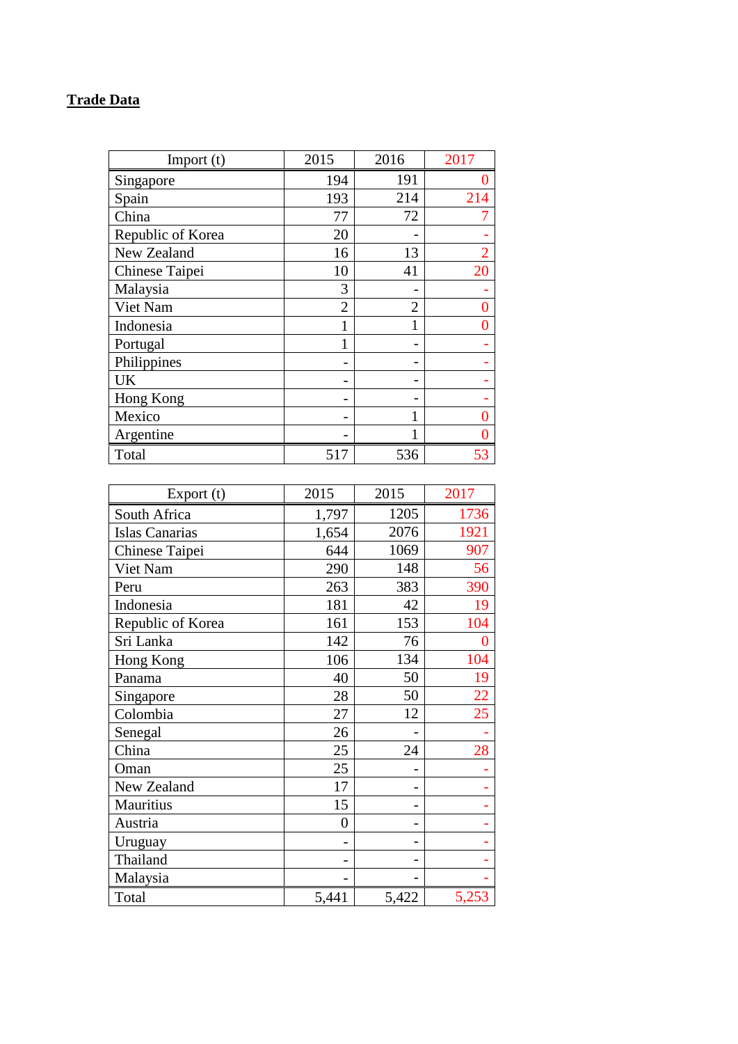**Trade Data**

| Import (t) | 2015 | 2016 | 2017 |
|---|---|---|---|
| Singapore | 194 | 191 | 0 |
| Spain | 193 | 214 | 214 |
| China | 77 | 72 | 7 |
| Republic of Korea | 20 | - | - |
| New Zealand | 16 | 13 | 2 |
| Chinese Taipei | 10 | 41 | 20 |
| Malaysia | 3 | - | - |
| Viet Nam | 2 | 2 | 0 |
| Indonesia | 1 | 1 | 0 |
| Portugal | 1 | - | - |
| Philippines | - | - | - |
| UK | - | - | - |
| Hong Kong | - | - | - |
| Mexico | - | 1 | 0 |
| Argentine | - | 1 | 0 |
| Total | 517 | 536 | 53 |

| Export (t) | 2015 | 2015 | 2017 |
|---|---|---|---|
| South Africa | 1,797 | 1205 | 1736 |
| Islas Canarias | 1,654 | 2076 | 1921 |
| Chinese Taipei | 644 | 1069 | 907 |
| Viet Nam | 290 | 148 | 56 |
| Peru | 263 | 383 | 390 |
| Indonesia | 181 | 42 | 19 |
| Republic of Korea | 161 | 153 | 104 |
| Sri Lanka | 142 | 76 | 0 |
| Hong Kong | 106 | 134 | 104 |
| Panama | 40 | 50 | 19 |
| Singapore | 28 | 50 | 22 |
| Colombia | 27 | 12 | 25 |
| Senegal | 26 | - | - |
| China | 25 | 24 | 28 |
| Oman | 25 | - | - |
| New Zealand | 17 | - | - |
| Mauritius | 15 | - | - |
| Austria | 0 | - | - |
| Uruguay | - | - | - |
| Thailand | - | - | - |
| Malaysia | - | - | - |
| Total | 5,441 | 5,422 | 5,253 |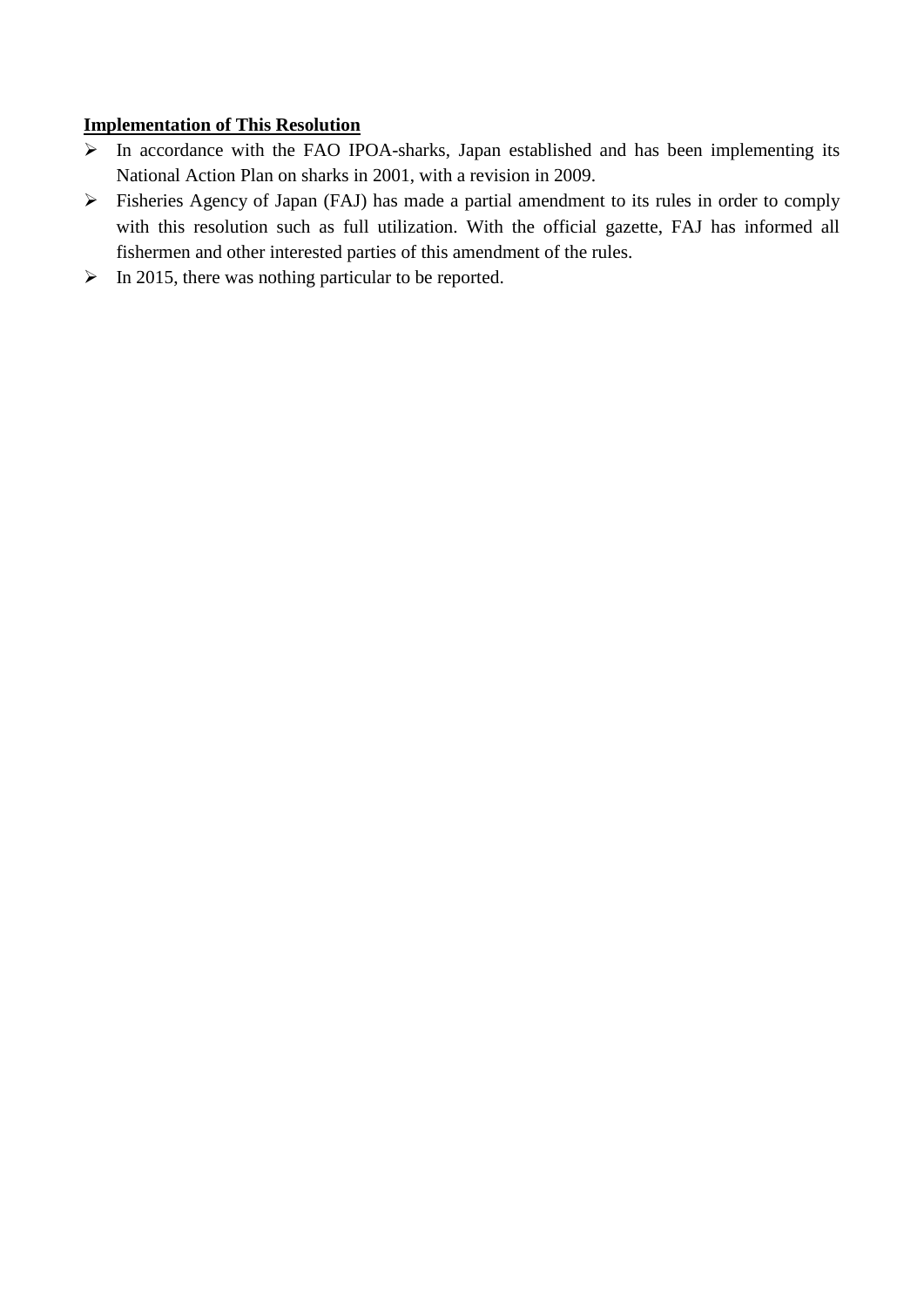**Implementation of This Resolution**

- In accordance with the FAO IPOA-sharks, Japan established and has been implementing its National Action Plan on sharks in 2001, with a revision in 2009.
- Fisheries Agency of Japan (FAJ) has made a partial amendment to its rules in order to comply with this resolution such as full utilization. With the official gazette, FAJ has informed all fishermen and other interested parties of this amendment of the rules.
- In 2015, there was nothing particular to be reported.